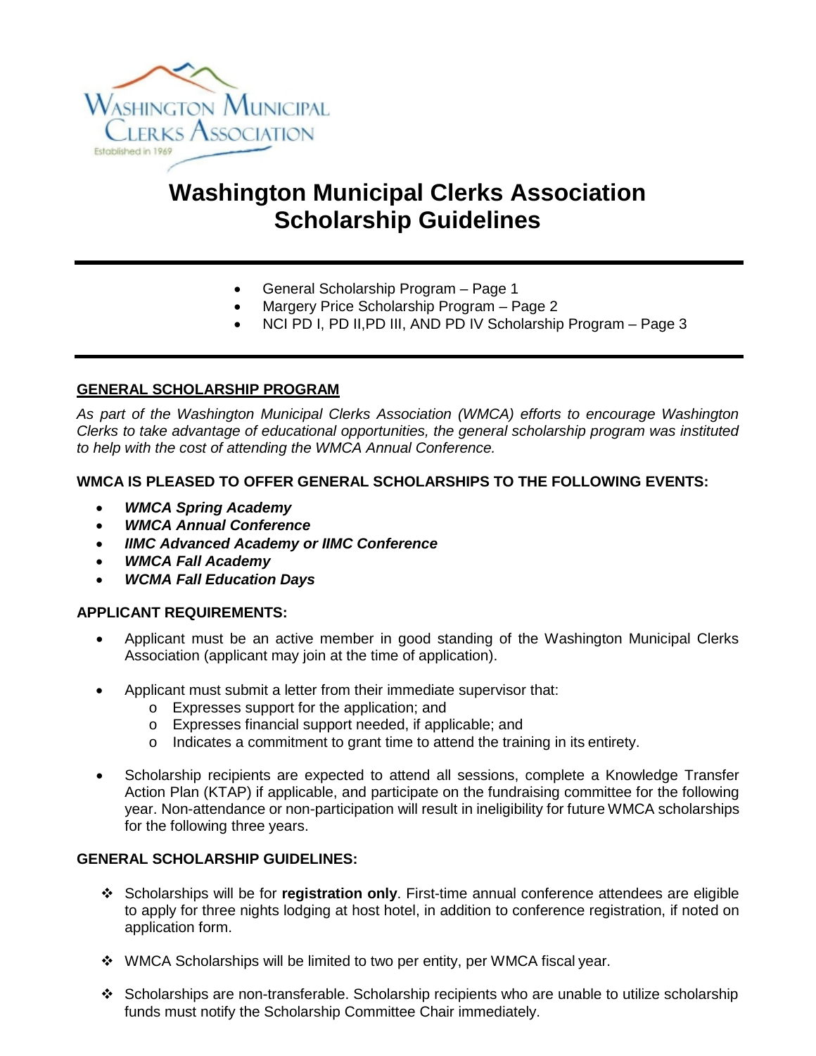# Washington Municipal Clerks Association Scholarship Guidelines

- General Scholarship Program – Page 1
- Margery Price Scholarship Program – Page 2
- NCI PD I, PD II,PD III, AND PD IV Scholarship Program – Page 3

## GENERAL SCHOLARSHIP PROGRAM

*As part of the Washington Municipal Clerks Association (WMCA) efforts to encourage Washington Clerks to take advantage of educational opportunities, the general scholarship program was instituted to help with the cost of attending the WMCA Annual Conference.*

### WMCA IS PLEASED TO OFFER GENERAL SCHOLARSHIPS TO THE FOLLOWING EVENTS:

- ***WMCA Spring Academy***
- ***WMCA Annual Conference***
- ***IIMC Advanced Academy or IIMC Conference***
- ***WMCA Fall Academy***
- ***WCMA Fall Education Days***

### APPLICANT REQUIREMENTS:

- Applicant must be an active member in good standing of the Washington Municipal Clerks Association (applicant may join at the time of application).
- Applicant must submit a letter from their immediate supervisor that:
  - Expresses support for the application; and
  - Expresses financial support needed, if applicable; and
  - Indicates a commitment to grant time to attend the training in its entirety.
- Scholarship recipients are expected to attend all sessions, complete a Knowledge Transfer Action Plan (KTAP) if applicable, and participate on the fundraising committee for the following year. Non-attendance or non-participation will result in ineligibility for future WMCA scholarships for the following three years.

### GENERAL SCHOLARSHIP GUIDELINES:

- Scholarships will be for **registration only**. First-time annual conference attendees are eligible to apply for three nights lodging at host hotel, in addition to conference registration, if noted on application form.
- WMCA Scholarships will be limited to two per entity, per WMCA fiscal year.
- Scholarships are non-transferable. Scholarship recipients who are unable to utilize scholarship funds must notify the Scholarship Committee Chair immediately.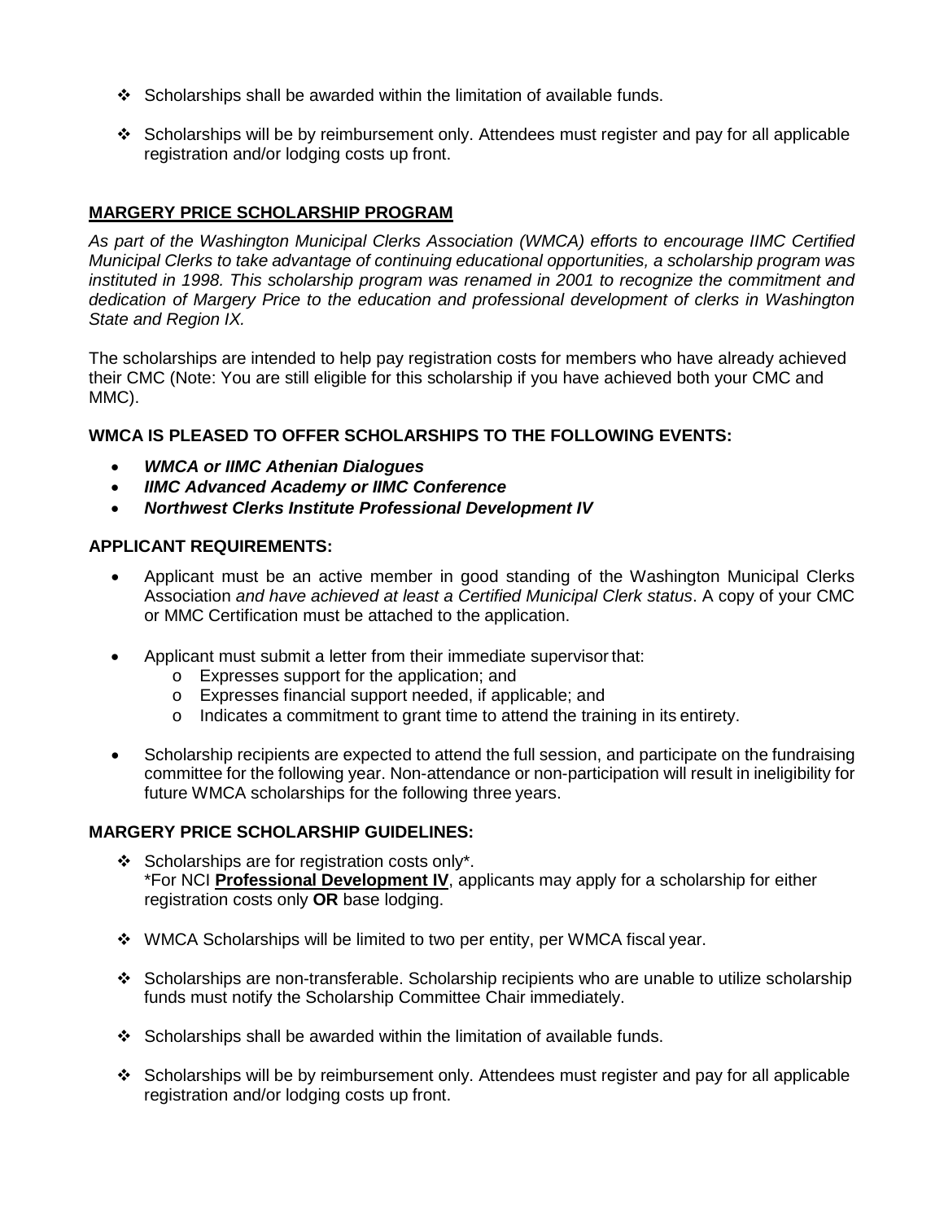- Scholarships shall be awarded within the limitation of available funds.
- Scholarships will be by reimbursement only. Attendees must register and pay for all applicable registration and/or lodging costs up front.

## MARGERY PRICE SCHOLARSHIP PROGRAM

*As part of the Washington Municipal Clerks Association (WMCA) efforts to encourage IIMC Certified Municipal Clerks to take advantage of continuing educational opportunities, a scholarship program was instituted in 1998. This scholarship program was renamed in 2001 to recognize the commitment and dedication of Margery Price to the education and professional development of clerks in Washington State and Region IX.*

The scholarships are intended to help pay registration costs for members who have already achieved their CMC (Note: You are still eligible for this scholarship if you have achieved both your CMC and MMC).

### WMCA IS PLEASED TO OFFER SCHOLARSHIPS TO THE FOLLOWING EVENTS:

- ***WMCA or IIMC Athenian Dialogues***
- ***IIMC Advanced Academy or IIMC Conference***
- ***Northwest Clerks Institute Professional Development IV***

### APPLICANT REQUIREMENTS:

- Applicant must be an active member in good standing of the Washington Municipal Clerks Association *and have achieved at least a Certified Municipal Clerk status*. A copy of your CMC or MMC Certification must be attached to the application.
- Applicant must submit a letter from their immediate supervisor that:
  - Expresses support for the application; and
  - Expresses financial support needed, if applicable; and
  - Indicates a commitment to grant time to attend the training in its entirety.
- Scholarship recipients are expected to attend the full session, and participate on the fundraising committee for the following year. Non-attendance or non-participation will result in ineligibility for future WMCA scholarships for the following three years.

### MARGERY PRICE SCHOLARSHIP GUIDELINES:

- Scholarships are for registration costs only*.
  *For NCI **Professional Development IV**, applicants may apply for a scholarship for either registration costs only **OR** base lodging.
- WMCA Scholarships will be limited to two per entity, per WMCA fiscal year.
- Scholarships are non-transferable. Scholarship recipients who are unable to utilize scholarship funds must notify the Scholarship Committee Chair immediately.
- Scholarships shall be awarded within the limitation of available funds.
- Scholarships will be by reimbursement only. Attendees must register and pay for all applicable registration and/or lodging costs up front.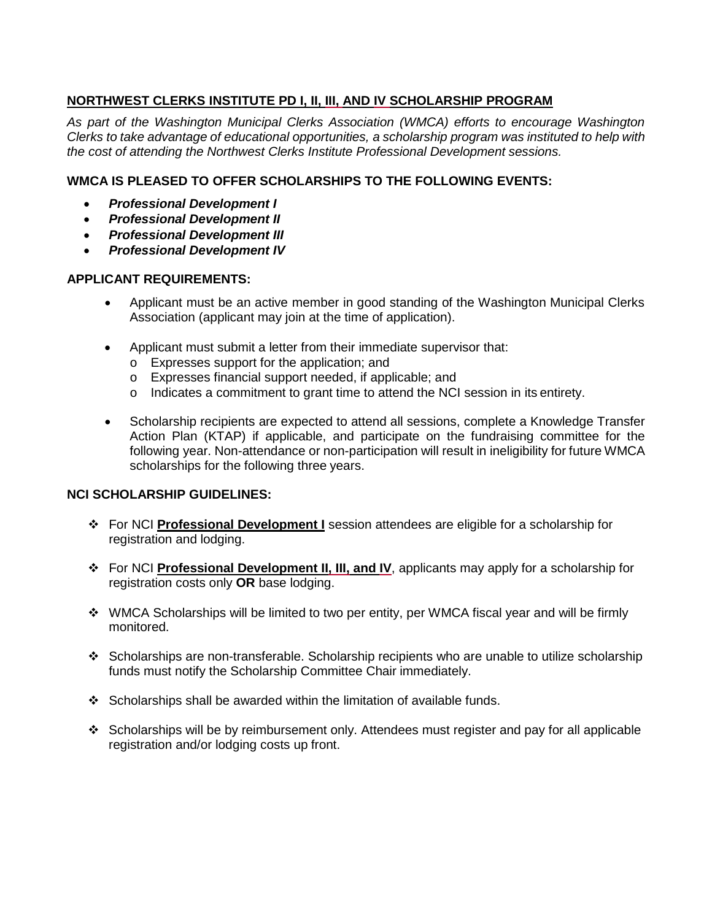## NORTHWEST CLERKS INSTITUTE PD I, II, III, AND IV SCHOLARSHIP PROGRAM

*As part of the Washington Municipal Clerks Association (WMCA) efforts to encourage Washington Clerks to take advantage of educational opportunities, a scholarship program was instituted to help with the cost of attending the Northwest Clerks Institute Professional Development sessions.*

### WMCA IS PLEASED TO OFFER SCHOLARSHIPS TO THE FOLLOWING EVENTS:

- ***Professional Development I***
- ***Professional Development II***
- ***Professional Development III***
- ***Professional Development IV***

### APPLICANT REQUIREMENTS:

- Applicant must be an active member in good standing of the Washington Municipal Clerks Association (applicant may join at the time of application).
- Applicant must submit a letter from their immediate supervisor that:
  - Expresses support for the application; and
  - Expresses financial support needed, if applicable; and
  - Indicates a commitment to grant time to attend the NCI session in its entirety.
- Scholarship recipients are expected to attend all sessions, complete a Knowledge Transfer Action Plan (KTAP) if applicable, and participate on the fundraising committee for the following year. Non-attendance or non-participation will result in ineligibility for future WMCA scholarships for the following three years.

### NCI SCHOLARSHIP GUIDELINES:

- For NCI **Professional Development I** session attendees are eligible for a scholarship for registration and lodging.
- For NCI **Professional Development II, III, and IV**, applicants may apply for a scholarship for registration costs only **OR** base lodging.
- WMCA Scholarships will be limited to two per entity, per WMCA fiscal year and will be firmly monitored.
- Scholarships are non-transferable. Scholarship recipients who are unable to utilize scholarship funds must notify the Scholarship Committee Chair immediately.
- Scholarships shall be awarded within the limitation of available funds.
- Scholarships will be by reimbursement only. Attendees must register and pay for all applicable registration and/or lodging costs up front.